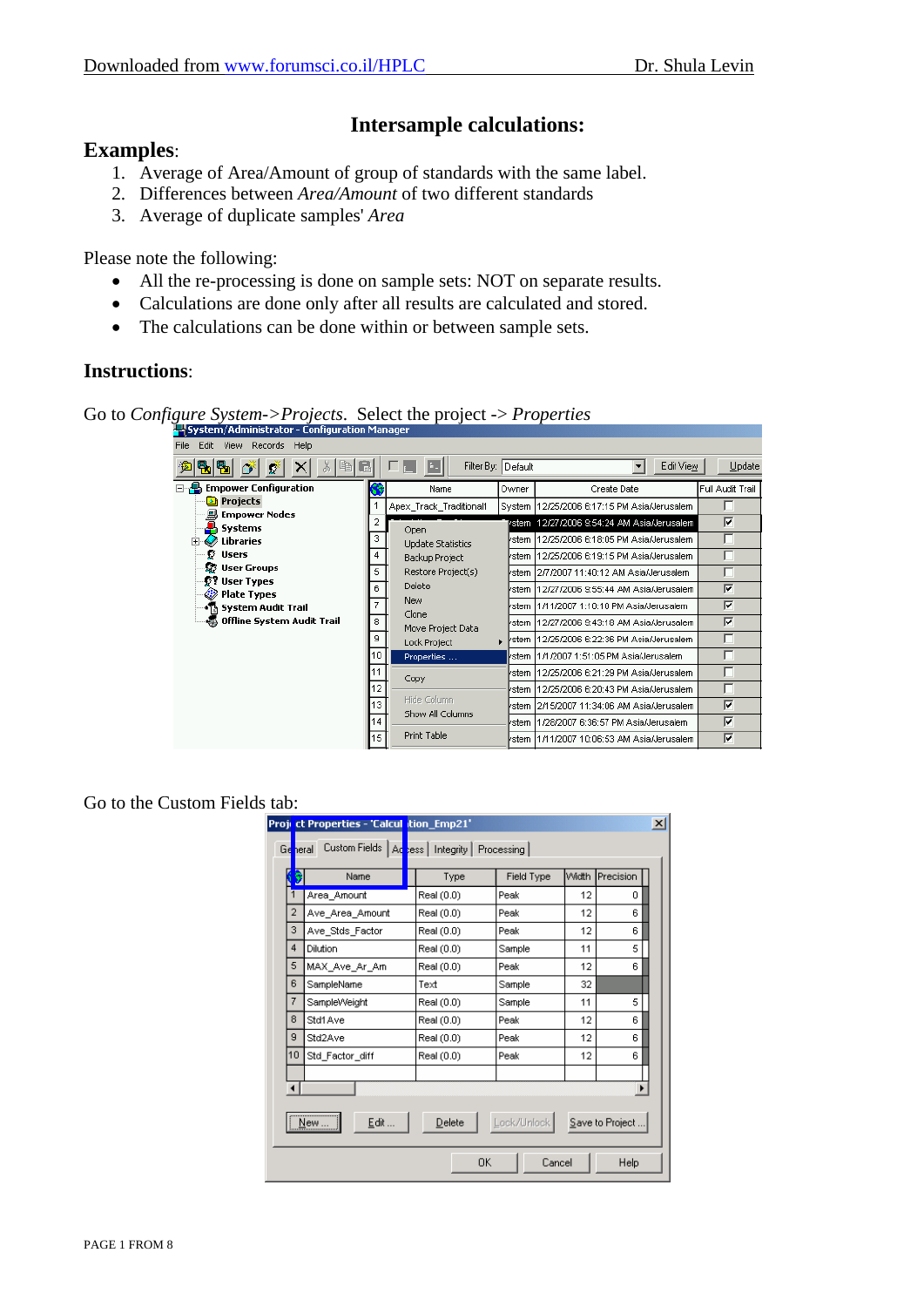# Intersample calculations:

## Examples:

1. Average of Area/Amount of group of standards with the same label.
2. Differences between *Area/Amount* of two different standards
3. Average of duplicate samples' *Area*

Please note the following:

- All the re-processing is done on sample sets: NOT on separate results.
- Calculations are done only after all results are calculated and stored.
- The calculations can be done within or between sample sets.

## Instructions:

Go to *Configure System->Projects*. Select the project -> *Properties*

Go to the Custom Fields tab: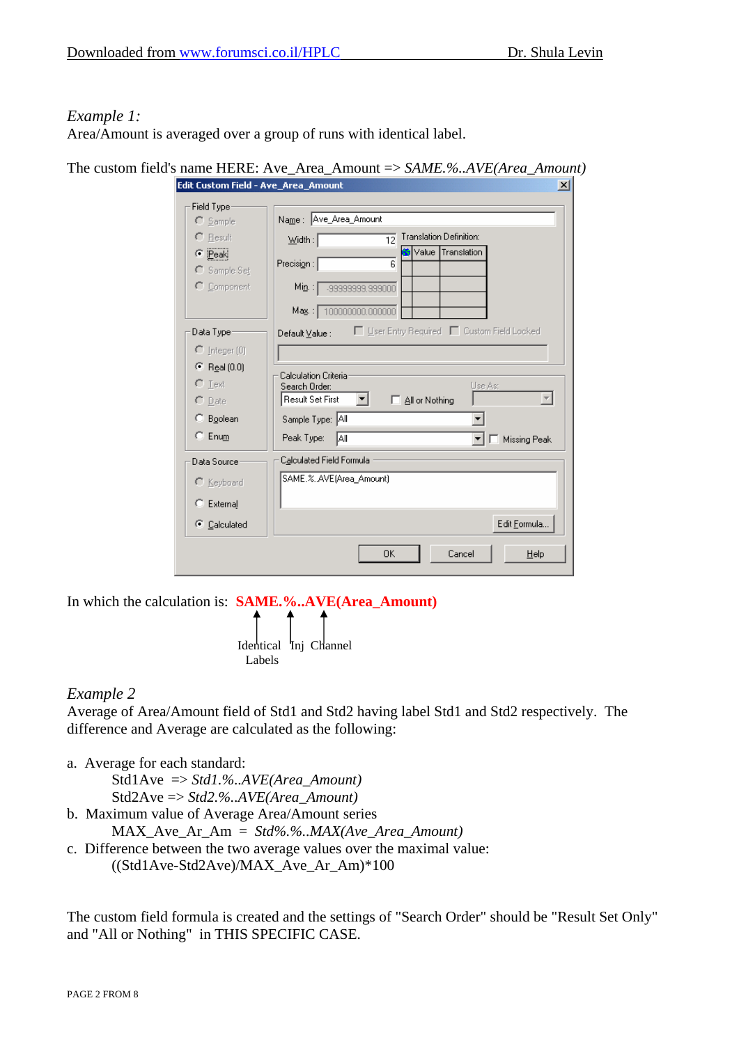*Example 1:*

Area/Amount is averaged over a group of runs with identical label.

The custom field's name HERE: Ave_Area_Amount => *SAME.%..AVE(Area_Amount)*

Edit Custom Field - Ave_Area_Amount

Field Type: Sample, Result, Peak (selected), Sample Set, Component

Name: Ave_Area_Amount

Width: 12

Precision: 6

Min.: -99999999.999000

Max.: 100000000.000000

Translation Definition: Value | Translation

Default Value: User Entry Required, Custom Field Locked

Data Type: Integer (0), Real (0.0) (selected), Text, Date, Boolean, Enum

Calculation Criteria — Search Order: Result Set First; All or Nothing; Use As:

Sample Type: All

Peak Type: All; Missing Peak

Data Source: Keyboard, External, Calculated (selected)

Calculated Field Formula: SAME.%..AVE(Area_Amount)

Edit Formula... | OK | Cancel | Help

In which the calculation is: **SAME.%..AVE(Area_Amount)**

Identical Labels — Inj — Channel

*Example 2*

Average of Area/Amount field of Std1 and Std2 having label Std1 and Std2 respectively. The difference and Average are calculated as the following:

a. Average for each standard:
   - Std1Ave => *Std1.%..AVE(Area_Amount)*
   - Std2Ave => *Std2.%..AVE(Area_Amount)*

b. Maximum value of Average Area/Amount series
   - MAX_Ave_Ar_Am = *Std%.%..MAX(Ave_Area_Amount)*

c. Difference between the two average values over the maximal value:
   - ((Std1Ave-Std2Ave)/MAX_Ave_Ar_Am)*100

The custom field formula is created and the settings of "Search Order" should be "Result Set Only" and "All or Nothing" in THIS SPECIFIC CASE.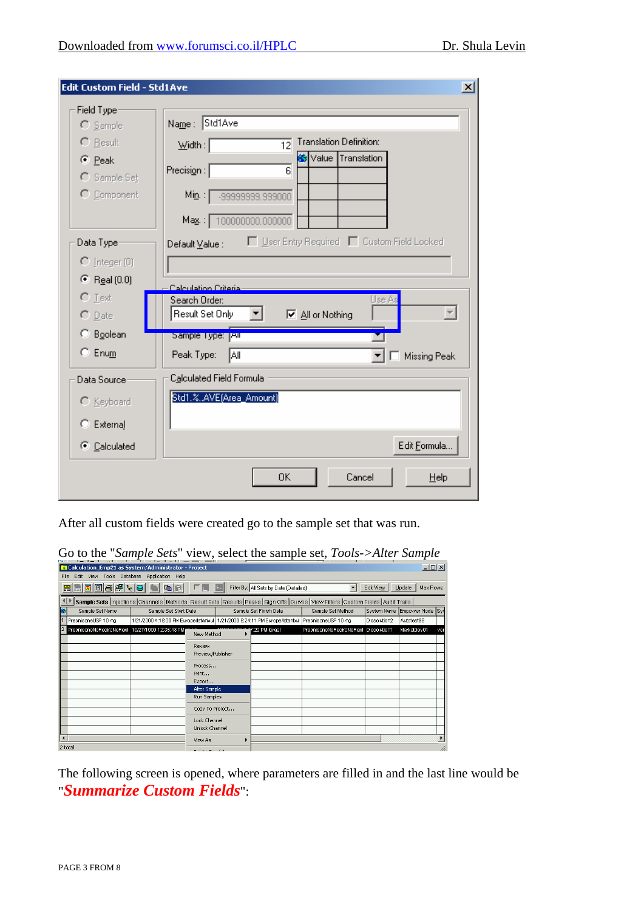After all custom fields were created go to the sample set that was run.

Go to the "*Sample Sets*" view, select the sample set, *Tools->Alter Sample*

The following screen is opened, where parameters are filled in and the last line would be "***Summarize Custom Fields***":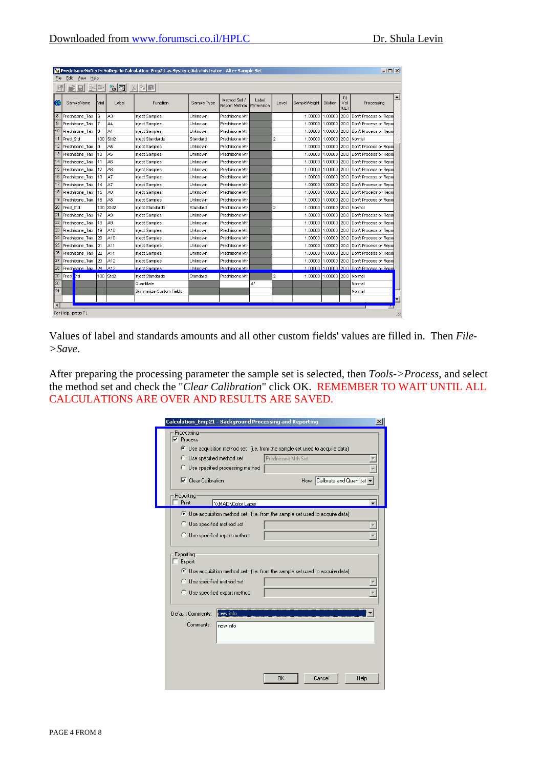Values of label and standards amounts and all other custom fields' values are filled in. Then *File->Save*.

After preparing the processing parameter the sample set is selected, then *Tools->Process*, and select the method set and check the "*Clear Calibration*" click OK. REMEMBER TO WAIT UNTIL ALL CALCULATIONS ARE OVER AND RESULTS ARE SAVED.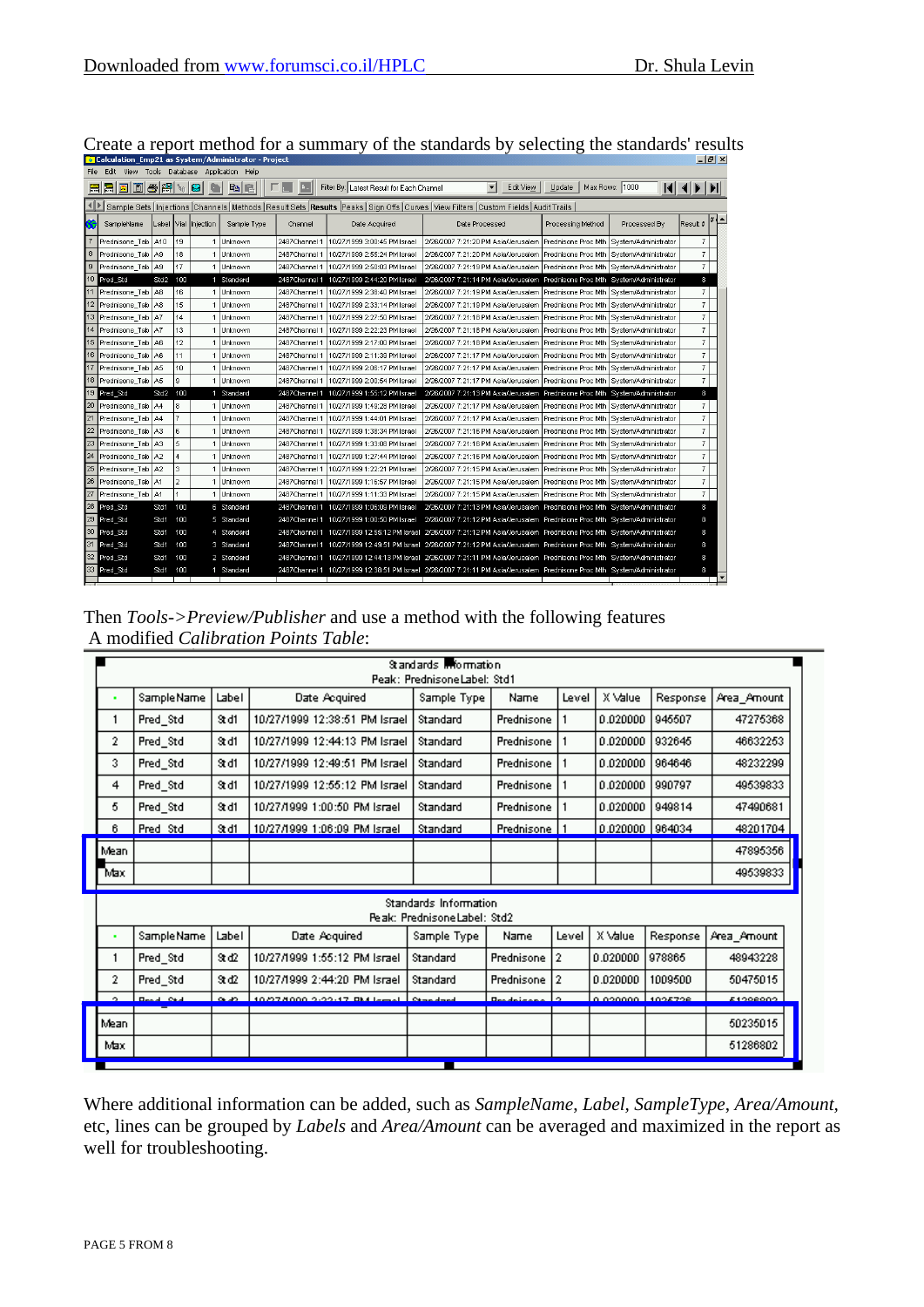Create a report method for a summary of the standards by selecting the standards' results

| | SampleName | Label | Vial | Injection | Sample Type | Channel | Date Acquired | Date Processed | Processing Method | Processed By | Result # |
|---|---|---|---|---|---|---|---|---|---|---|---|
| 7 | Prednisone_Tab | A10 | 19 | 1 | Unknown | 2487Channel 1 | 10/27/1999 3:00:45 PM Israel | 2/26/2007 7:21:20 PM Asia/Jerusalem | Prednisone Proc Mth | System/Administrator | 7 |
| 8 | Prednisone_Tab | A9 | 18 | 1 | Unknown | 2487Channel 1 | 10/27/1999 2:55:24 PM Israel | 2/26/2007 7:21:20 PM Asia/Jerusalem | Prednisone Proc Mth | System/Administrator | 7 |
| 9 | Prednisone_Tab | A9 | 17 | 1 | Unknown | 2487Channel 1 | 10/27/1999 2:50:03 PM Israel | 2/26/2007 7:21:19 PM Asia/Jerusalem | Prednisone Proc Mth | System/Administrator | 7 |
| 10 | Pred_Std | Std2 | 100 | 1 | Standard | 2487Channel 1 | 10/27/1999 2:44:20 PM Israel | 2/26/2007 7:21:14 PM Asia/Jerusalem | Prednisone Proc Mth | System/Administrator | 8 |
| 11 | Prednisone_Tab | A8 | 16 | 1 | Unknown | 2487Channel 1 | 10/27/1999 2:38:40 PM Israel | 2/26/2007 7:21:19 PM Asia/Jerusalem | Prednisone Proc Mth | System/Administrator | 7 |
| 12 | Prednisone_Tab | A8 | 15 | 1 | Unknown | 2487Channel 1 | 10/27/1999 2:33:14 PM Israel | 2/26/2007 7:21:19 PM Asia/Jerusalem | Prednisone Proc Mth | System/Administrator | 7 |
| 13 | Prednisone_Tab | A7 | 14 | 1 | Unknown | 2487Channel 1 | 10/27/1999 2:27:50 PM Israel | 2/26/2007 7:21:18 PM Asia/Jerusalem | Prednisone Proc Mth | System/Administrator | 7 |
| 14 | Prednisone_Tab | A7 | 13 | 1 | Unknown | 2487Channel 1 | 10/27/1999 2:22:23 PM Israel | 2/26/2007 7:21:18 PM Asia/Jerusalem | Prednisone Proc Mth | System/Administrator | 7 |
| 15 | Prednisone_Tab | A6 | 12 | 1 | Unknown | 2487Channel 1 | 10/27/1999 2:17:00 PM Israel | 2/26/2007 7:21:18 PM Asia/Jerusalem | Prednisone Proc Mth | System/Administrator | 7 |
| 16 | Prednisone_Tab | A6 | 11 | 1 | Unknown | 2487Channel 1 | 10/27/1999 2:11:39 PM Israel | 2/26/2007 7:21:17 PM Asia/Jerusalem | Prednisone Proc Mth | System/Administrator | 7 |
| 17 | Prednisone_Tab | A5 | 10 | 1 | Unknown | 2487Channel 1 | 10/27/1999 2:06:17 PM Israel | 2/26/2007 7:21:17 PM Asia/Jerusalem | Prednisone Proc Mth | System/Administrator | 7 |
| 18 | Prednisone_Tab | A5 | 9 | 1 | Unknown | 2487Channel 1 | 10/27/1999 2:00:54 PM Israel | 2/26/2007 7:21:17 PM Asia/Jerusalem | Prednisone Proc Mth | System/Administrator | 7 |
| 19 | Pred_Std | Std2 | 100 | 1 | Standard | 2487Channel 1 | 10/27/1999 1:55:12 PM Israel | 2/26/2007 7:21:13 PM Asia/Jerusalem | Prednisone Proc Mth | System/Administrator | 8 |
| 20 | Prednisone_Tab | A4 | 8 | 1 | Unknown | 2487Channel 1 | 10/27/1999 1:49:29 PM Israel | 2/26/2007 7:21:17 PM Asia/Jerusalem | Prednisone Proc Mth | System/Administrator | 7 |
| 21 | Prednisone_Tab | A4 | 7 | 1 | Unknown | 2487Channel 1 | 10/27/1999 1:44:01 PM Israel | 2/26/2007 7:21:17 PM Asia/Jerusalem | Prednisone Proc Mth | System/Administrator | 7 |
| 22 | Prednisone_Tab | A3 | 6 | 1 | Unknown | 2487Channel 1 | 10/27/1999 1:38:34 PM Israel | 2/26/2007 7:21:16 PM Asia/Jerusalem | Prednisone Proc Mth | System/Administrator | 7 |
| 23 | Prednisone_Tab | A3 | 5 | 1 | Unknown | 2487Channel 1 | 10/27/1999 1:33:08 PM Israel | 2/26/2007 7:21:16 PM Asia/Jerusalem | Prednisone Proc Mth | System/Administrator | 7 |
| 24 | Prednisone_Tab | A2 | 4 | 1 | Unknown | 2487Channel 1 | 10/27/1999 1:27:44 PM Israel | 2/26/2007 7:21:16 PM Asia/Jerusalem | Prednisone Proc Mth | System/Administrator | 7 |
| 25 | Prednisone_Tab | A2 | 3 | 1 | Unknown | 2487Channel 1 | 10/27/1999 1:22:21 PM Israel | 2/26/2007 7:21:15 PM Asia/Jerusalem | Prednisone Proc Mth | System/Administrator | 7 |
| 26 | Prednisone_Tab | A1 | 2 | 1 | Unknown | 2487Channel 1 | 10/27/1999 1:16:57 PM Israel | 2/26/2007 7:21:15 PM Asia/Jerusalem | Prednisone Proc Mth | System/Administrator | 7 |
| 27 | Prednisone_Tab | A1 | 1 | 1 | Unknown | 2487Channel 1 | 10/27/1999 1:11:33 PM Israel | 2/26/2007 7:21:15 PM Asia/Jerusalem | Prednisone Proc Mth | System/Administrator | 7 |
| 28 | Pred_Std | Std1 | 100 | 6 | Standard | 2487Channel 1 | 10/27/1999 1:06:09 PM Israel | 2/26/2007 7:21:13 PM Asia/Jerusalem | Prednisone Proc Mth | System/Administrator | 8 |
| 29 | Pred_Std | Std1 | 100 | 5 | Standard | 2487Channel 1 | 10/27/1999 1:00:50 PM Israel | 2/26/2007 7:21:12 PM Asia/Jerusalem | Prednisone Proc Mth | System/Administrator | 8 |
| 30 | Pred_Std | Std1 | 100 | 4 | Standard | 2487Channel 1 | 10/27/1999 12:55:12 PM Israel | 2/26/2007 7:21:12 PM Asia/Jerusalem | Prednisone Proc Mth | System/Administrator | 8 |
| 31 | Pred_Std | Std1 | 100 | 3 | Standard | 2487Channel 1 | 10/27/1999 12:49:51 PM Israel | 2/26/2007 7:21:12 PM Asia/Jerusalem | Prednisone Proc Mth | System/Administrator | 8 |
| 32 | Pred_Std | Std1 | 100 | 2 | Standard | 2487Channel 1 | 10/27/1999 12:44:13 PM Israel | 2/26/2007 7:21:11 PM Asia/Jerusalem | Prednisone Proc Mth | System/Administrator | 8 |
| 33 | Pred_Std | Std1 | 100 | 1 | Standard | 2487Channel 1 | 10/27/1999 12:38:51 PM Israel | 2/26/2007 7:21:11 PM Asia/Jerusalem | Prednisone Proc Mth | System/Administrator | 8 |

Then *Tools->Preview/Publisher* and use a method with the following features
A modified *Calibration Points Table*:

Standards Information
Peak: Prednisone Label: Std1

| • | SampleName | Label | Date Acquired | Sample Type | Name | Level | X Value | Response | Area_Amount |
|---|---|---|---|---|---|---|---|---|---|
| 1 | Pred_Std | Std1 | 10/27/1999 12:38:51 PM Israel | Standard | Prednisone | 1 | 0.020000 | 945507 | 47275368 |
| 2 | Pred_Std | Std1 | 10/27/1999 12:44:13 PM Israel | Standard | Prednisone | 1 | 0.020000 | 932645 | 46632253 |
| 3 | Pred_Std | Std1 | 10/27/1999 12:49:51 PM Israel | Standard | Prednisone | 1 | 0.020000 | 964646 | 48232299 |
| 4 | Pred_Std | Std1 | 10/27/1999 12:55:12 PM Israel | Standard | Prednisone | 1 | 0.020000 | 990797 | 49539833 |
| 5 | Pred_Std | Std1 | 10/27/1999 1:00:50 PM Israel | Standard | Prednisone | 1 | 0.020000 | 949814 | 47490681 |
| 6 | Pred_Std | Std1 | 10/27/1999 1:06:09 PM Israel | Standard | Prednisone | 1 | 0.020000 | 964034 | 48201704 |
| Mean | | | | | | | | | 47895356 |
| Max | | | | | | | | | 49539833 |

Standards Information
Peak: Prednisone Label: Std2

| • | SampleName | Label | Date Acquired | Sample Type | Name | Level | X Value | Response | Area_Amount |
|---|---|---|---|---|---|---|---|---|---|
| 1 | Pred_Std | Std2 | 10/27/1999 1:55:12 PM Israel | Standard | Prednisone | 2 | 0.020000 | 978865 | 48943228 |
| 2 | Pred_Std | Std2 | 10/27/1999 2:44:20 PM Israel | Standard | Prednisone | 2 | 0.020000 | 1009500 | 50475015 |
| 3 | Pred_Std | Std2 | 10/27/1999 3:33:17 PM Israel | Standard | Prednisone | 2 | 0.020000 | 1025736 | 51286802 |
| Mean | | | | | | | | | 50235015 |
| Max | | | | | | | | | 51286802 |

Where additional information can be added, such as *SampleName*, *Label*, *SampleType*, *Area/Amount*, etc, lines can be grouped by *Labels* and *Area/Amount* can be averaged and maximized in the report as well for troubleshooting.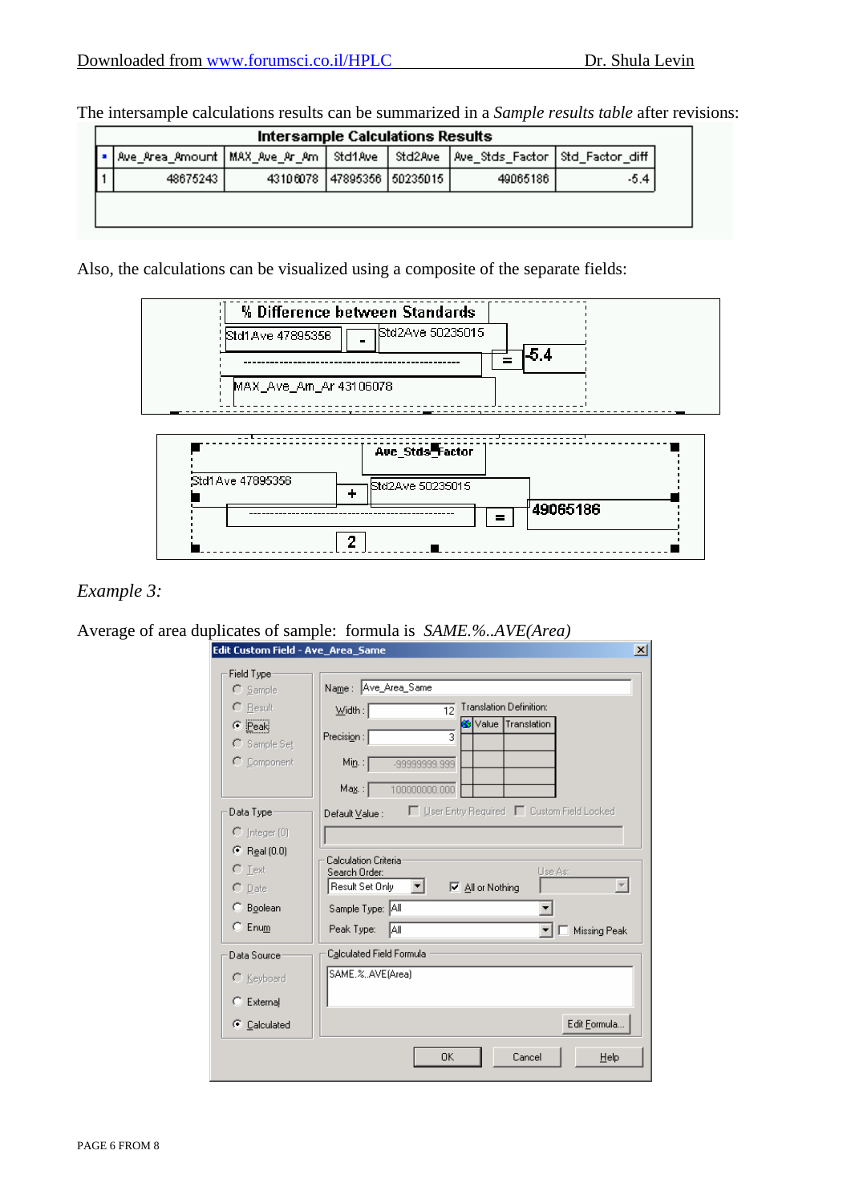The intersample calculations results can be summarized in a *Sample results table* after revisions:

**Intersample Calculations Results**

| | Ave_Area_Amount | MAX_Ave_Ar_Am | Std1Ave | Std2Ave | Ave_Stds_Factor | Std_Factor_diff |
|---|---|---|---|---|---|---|
| 1 | 48675243 | 43106078 | 47895356 | 50235015 | 49065186 | -5.4 |

Also, the calculations can be visualized using a composite of the separate fields:

**% Difference between Standards**

Std1Ave 47895356 - Std2Ave 50235015

--------------------------------------------------- = -5.4

MAX_Ave_Am_Ar 43106078

**Ave_Stds_Factor**

Std1Ave 47895356 + Std2Ave 50235015

--------------------------------------------------- = 49065186

2

*Example 3:*

Average of area duplicates of sample: formula is *SAME.%..AVE(Area)*

**Edit Custom Field - Ave_Area_Same**

Field Type: Sample / Result / (•) Peak / Sample Set / Component

Name: Ave_Area_Same

Width: 12

Precision: 3

Min: -99999999.999

Max: 100000000.000

Translation Definition: Value | Translation

Default Value: [ ] User Entry Required [ ] Custom Field Locked

Data Type: Integer (0) / (•) Real (0.0) / Text / Date / Boolean / Enum

Calculation Criteria
Search Order: Result Set Only [x] All or Nothing Use As:
Sample Type: All
Peak Type: All [ ] Missing Peak

Data Source: Keyboard / External / (•) Calculated

Calculated Field Formula: SAME.%..AVE(Area)

Edit Formula... | OK | Cancel | Help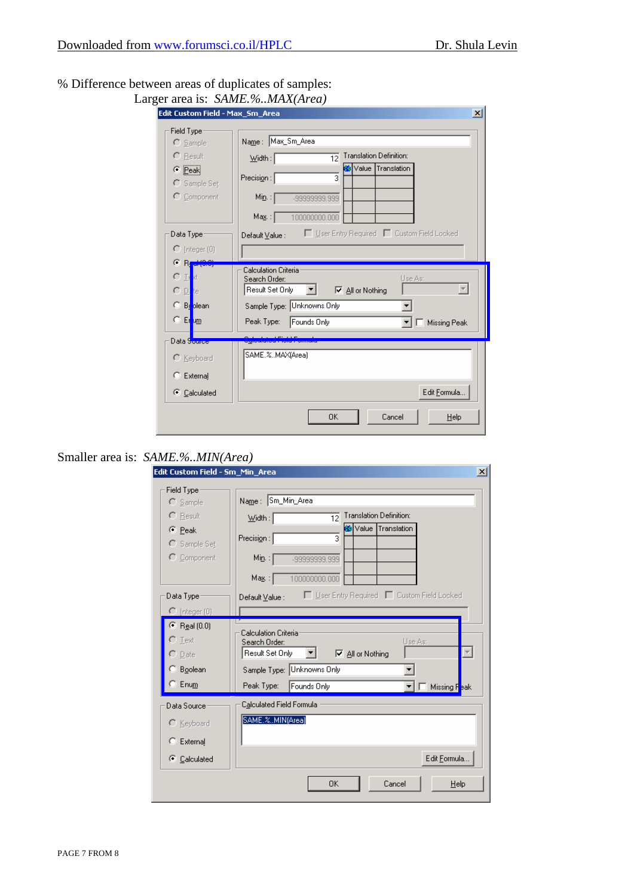% Difference between areas of duplicates of samples:

Larger area is: *SAME.%..MAX(Area)*

Edit Custom Field - Max_Sm_Area

Field Type: Sample, Result, Peak (selected), Sample Set, Component

Name: Max_Sm_Area

Width: 12

Precision: 3

Min.: -99999999.999

Max.: 100000000.000

Translation Definition:

| Value | Translation |
|---|---|
| | |

Default Value: User Entry Required, Custom Field Locked

Data Type: Integer (0), Real (0.0) (selected), Text, Date, Boolean, Enum

Calculation Criteria

Search Order: Result Set Only — All or Nothing (checked) — Use As:

Sample Type: Unknowns Only

Peak Type: Founds Only — Missing Peak

Data Source: Keyboard, External, Calculated (selected)

Calculated Field Formula: SAME.%..MAX(Area)

Edit Formula... | OK | Cancel | Help

Smaller area is: *SAME.%..MIN(Area)*

Edit Custom Field - Sm_Min_Area

Field Type: Sample, Result, Peak (selected), Sample Set, Component

Name: Sm_Min_Area

Width: 12

Precision: 3

Min.: -99999999.999

Max.: 100000000.000

Translation Definition:

| Value | Translation |
|---|---|
| | |

Default Value: User Entry Required, Custom Field Locked

Data Type: Integer (0), Real (0.0) (selected), Text, Date, Boolean, Enum

Calculation Criteria

Search Order: Result Set Only — All or Nothing (checked) — Use As:

Sample Type: Unknowns Only

Peak Type: Founds Only — Missing Peak

Data Source: Keyboard, External, Calculated (selected)

Calculated Field Formula: SAME.%..MIN(Area)

Edit Formula... | OK | Cancel | Help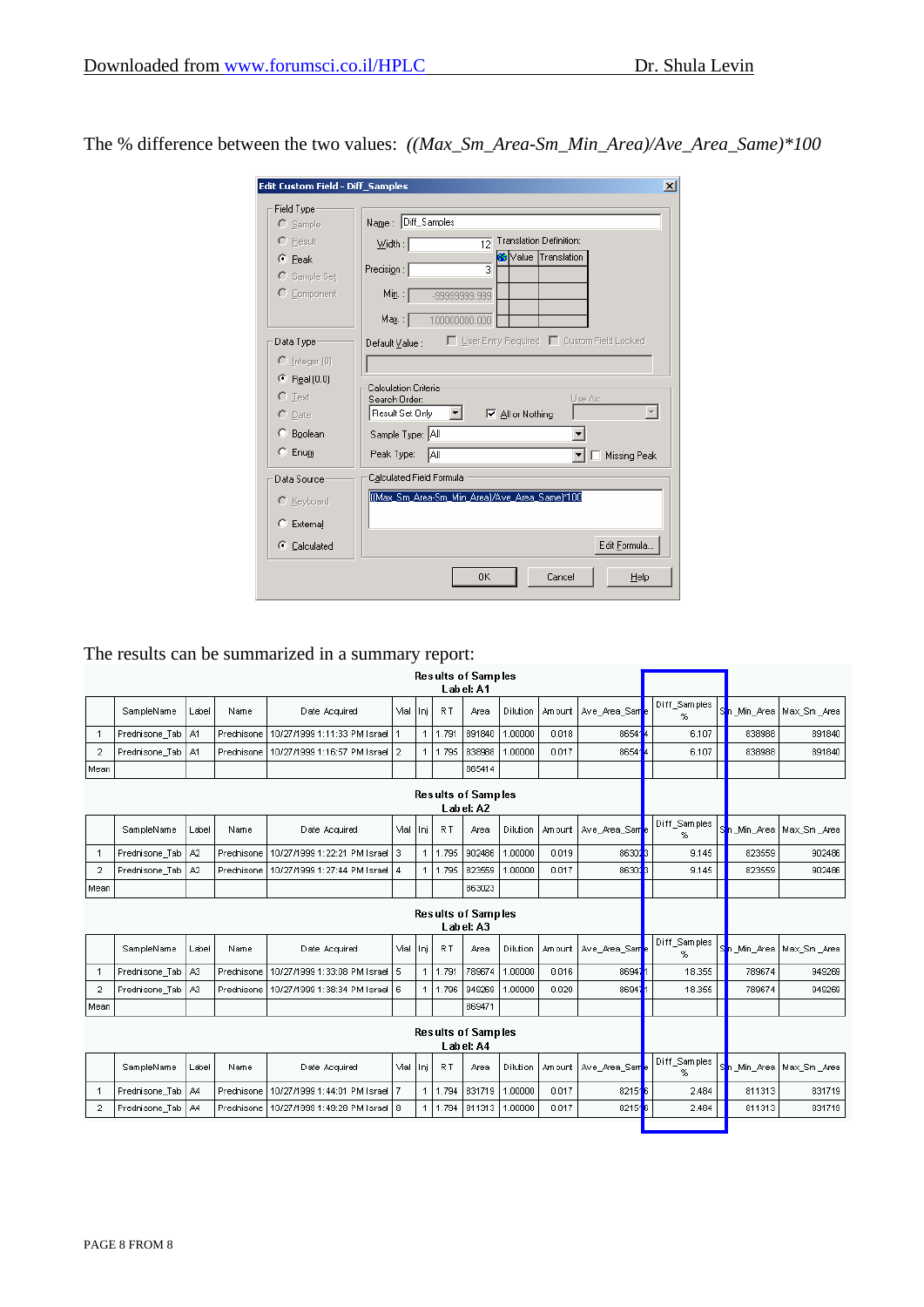The % difference between the two values: *((Max_Sm_Area-Sm_Min_Area)/Ave_Area_Same)*100*

Edit Custom Field - Diff_Samples

Field Type: Sample, Result, **Peak** (selected), Sample Set, Component

Name: Diff_Samples

Width: 12

Precision: 3

Min.: -99999999.999

Max.: 100000000.000

Translation Definition: Value | Translation

Default Value:

User Entry Required | Custom Field Locked

Data Type: Integer (0), **Real (0.0)** (selected), Text, Date, Boolean, Enum

Calculation Criteria

Search Order: Result Set Only | All or Nothing (checked) | Use As:

Sample Type: All

Peak Type: All | Missing Peak

Data Source: Keyboard, External, **Calculated** (selected)

Calculated Field Formula: ((Max_Sm_Area-Sm_Min_Area)/Ave_Area_Same)*100

Edit Formula... | OK | Cancel | Help

The results can be summarized in a summary report:

**Results of Samples**
**Label: A1**

| | SampleName | Label | Name | Date Acquired | Vial | Inj | RT | Area | Dilution | Amount | Ave_Area_Same | Diff_Samples % | Sm_Min_Area | Max_Sm_Area |
|---|---|---|---|---|---|---|---|---|---|---|---|---|---|---|
| 1 | Prednisone_Tab | A1 | Prednisone | 10/27/1999 1:11:33 PM Israel | 1 | 1 | 1.791 | 891840 | 1.00000 | 0.018 | 865414 | 6.107 | 838988 | 891840 |
| 2 | Prednisone_Tab | A1 | Prednisone | 10/27/1999 1:16:57 PM Israel | 2 | 1 | 1.795 | 838988 | 1.00000 | 0.017 | 865414 | 6.107 | 838988 | 891840 |
| Mean | | | | | | | | 865414 | | | | | | |

**Results of Samples**
**Label: A2**

| | SampleName | Label | Name | Date Acquired | Vial | Inj | RT | Area | Dilution | Amount | Ave_Area_Same | Diff_Samples % | Sm_Min_Area | Max_Sm_Area |
|---|---|---|---|---|---|---|---|---|---|---|---|---|---|---|
| 1 | Prednisone_Tab | A2 | Prednisone | 10/27/1999 1:22:21 PM Israel | 3 | 1 | 1.795 | 902486 | 1.00000 | 0.019 | 863023 | 9.145 | 823559 | 902486 |
| 2 | Prednisone_Tab | A2 | Prednisone | 10/27/1999 1:27:44 PM Israel | 4 | 1 | 1.795 | 823559 | 1.00000 | 0.017 | 863023 | 9.145 | 823559 | 902486 |
| Mean | | | | | | | | 863023 | | | | | | |

**Results of Samples**
**Label: A3**

| | SampleName | Label | Name | Date Acquired | Vial | Inj | RT | Area | Dilution | Amount | Ave_Area_Same | Diff_Samples % | Sm_Min_Area | Max_Sm_Area |
|---|---|---|---|---|---|---|---|---|---|---|---|---|---|---|
| 1 | Prednisone_Tab | A3 | Prednisone | 10/27/1999 1:33:08 PM Israel | 5 | 1 | 1.791 | 789674 | 1.00000 | 0.016 | 869471 | 18.355 | 789674 | 949269 |
| 2 | Prednisone_Tab | A3 | Prednisone | 10/27/1999 1:38:34 PM Israel | 6 | 1 | 1.796 | 949269 | 1.00000 | 0.020 | 869471 | 18.355 | 789674 | 949269 |
| Mean | | | | | | | | 869471 | | | | | | |

**Results of Samples**
**Label: A4**

| | SampleName | Label | Name | Date Acquired | Vial | Inj | RT | Area | Dilution | Amount | Ave_Area_Same | Diff_Samples % | Sm_Min_Area | Max_Sm_Area |
|---|---|---|---|---|---|---|---|---|---|---|---|---|---|---|
| 1 | Prednisone_Tab | A4 | Prednisone | 10/27/1999 1:44:01 PM Israel | 7 | 1 | 1.794 | 831719 | 1.00000 | 0.017 | 821516 | 2.484 | 811313 | 831719 |
| 2 | Prednisone_Tab | A4 | Prednisone | 10/27/1999 1:49:28 PM Israel | 8 | 1 | 1.794 | 811313 | 1.00000 | 0.017 | 821516 | 2.484 | 811313 | 831719 |